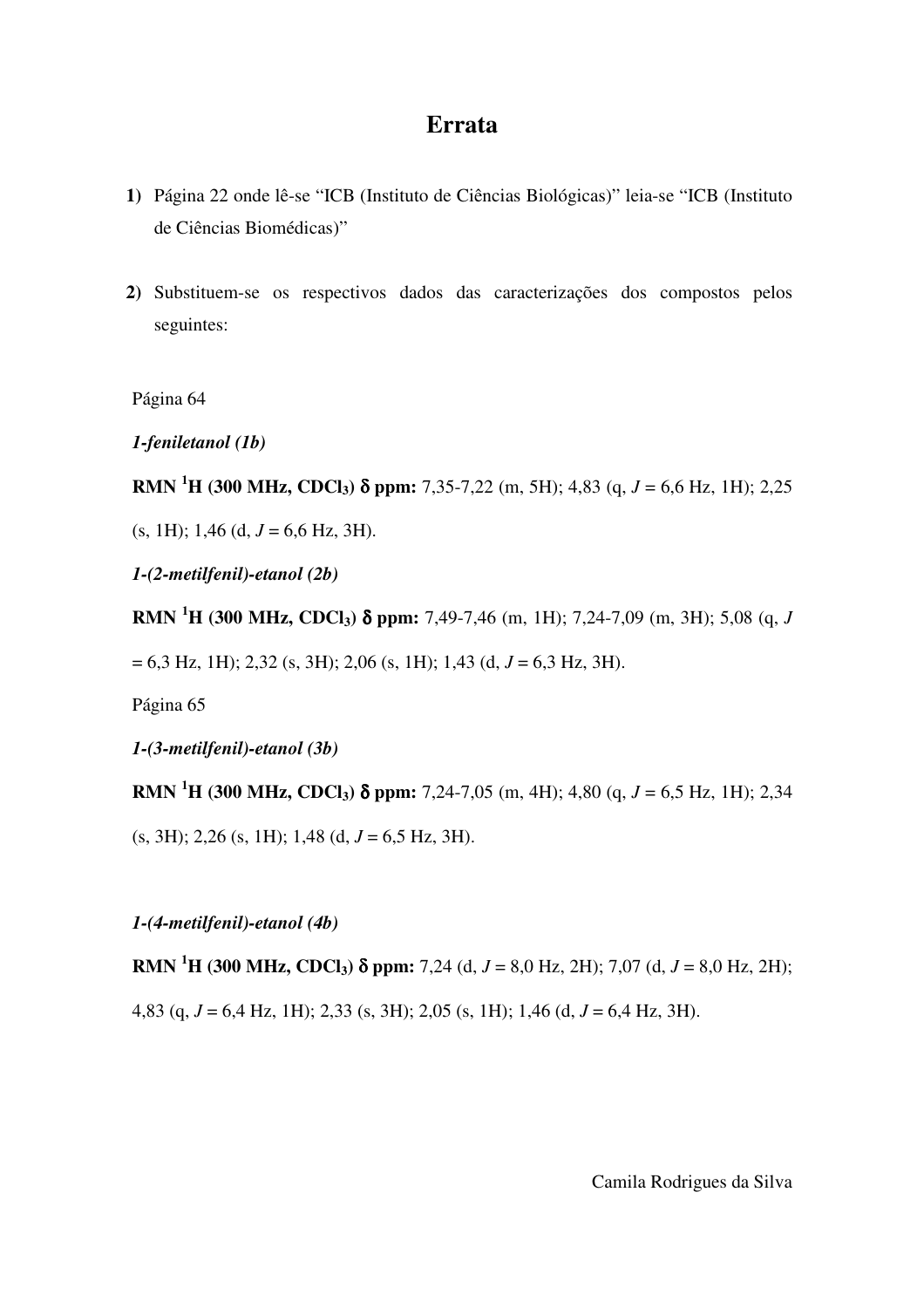# Errata

1) Página 22 onde lê-se "ICB (Instituto de Ciências Biológicas)" leia-se "ICB (Instituto de Ciências Biomédicas)"

2) Substituem-se os respectivos dados das caracterizações dos compostos pelos seguintes:

Página 64

***1-feniletanol (1b)***

**RMN $^1$H (300 MHz, $CDCl_3$) δ ppm:** 7,35-7,22 (m, 5H); 4,83 (q, *J* = 6,6 Hz, 1H); 2,25 (s, 1H); 1,46 (d, *J* = 6,6 Hz, 3H).

***1-(2-metilfenil)-etanol (2b)***

**RMN $^1$H (300 MHz, $CDCl_3$) δ ppm:** 7,49-7,46 (m, 1H); 7,24-7,09 (m, 3H); 5,08 (q, *J* = 6,3 Hz, 1H); 2,32 (s, 3H); 2,06 (s, 1H); 1,43 (d, *J* = 6,3 Hz, 3H).

Página 65

***1-(3-metilfenil)-etanol (3b)***

**RMN $^1$H (300 MHz, $CDCl_3$) δ ppm:** 7,24-7,05 (m, 4H); 4,80 (q, *J* = 6,5 Hz, 1H); 2,34 (s, 3H); 2,26 (s, 1H); 1,48 (d, *J* = 6,5 Hz, 3H).

***1-(4-metilfenil)-etanol (4b)***

**RMN $^1$H (300 MHz, $CDCl_3$) δ ppm:** 7,24 (d, *J* = 8,0 Hz, 2H); 7,07 (d, *J* = 8,0 Hz, 2H); 4,83 (q, *J* = 6,4 Hz, 1H); 2,33 (s, 3H); 2,05 (s, 1H); 1,46 (d, *J* = 6,4 Hz, 3H).

Camila Rodrigues da Silva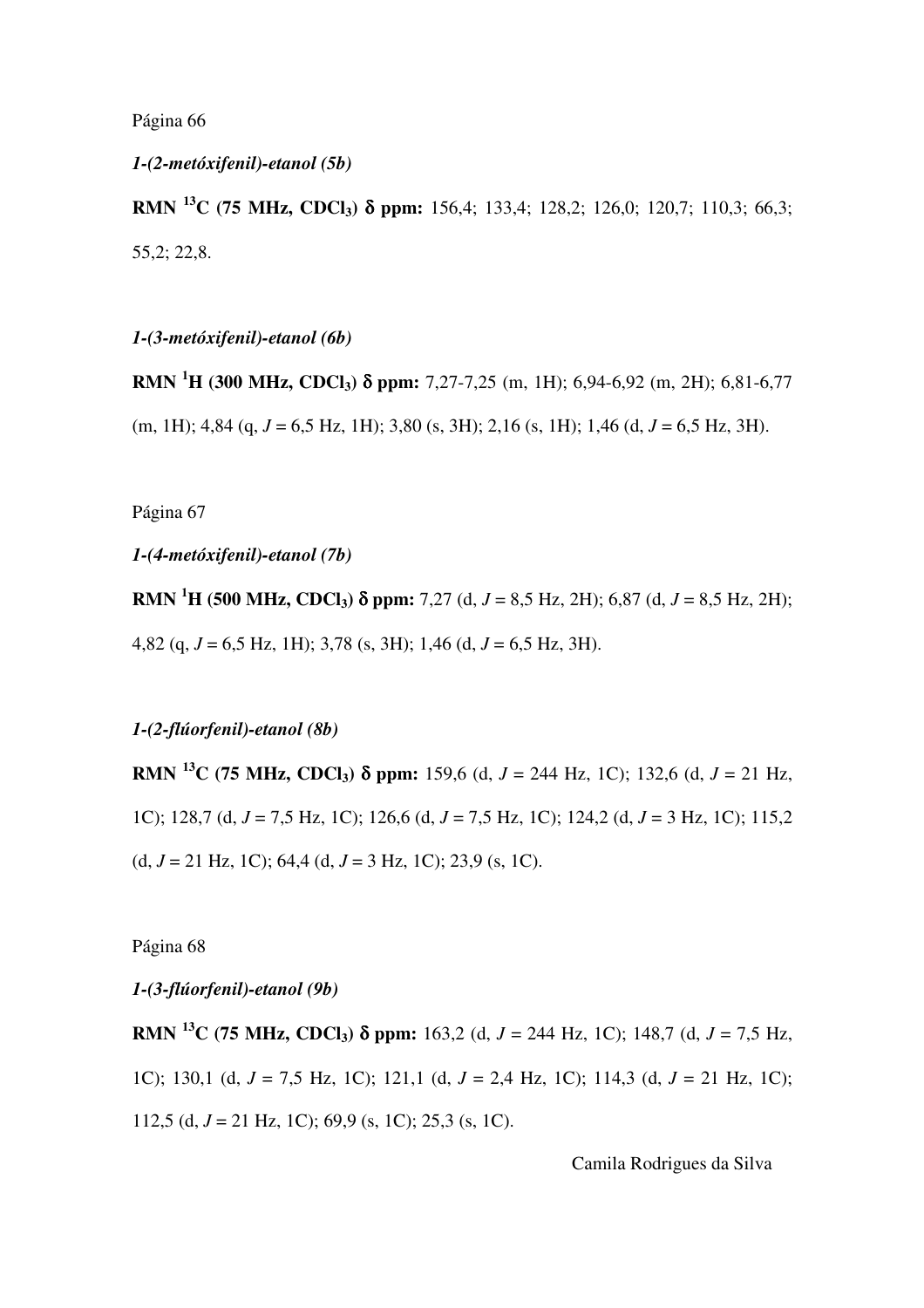Página 66

*1-(2-metóxifenil)-etanol (5b)*

**RMN $^{13}C$ (75 MHz, $CDCl_3$) δ ppm:** 156,4; 133,4; 128,2; 126,0; 120,7; 110,3; 66,3; 55,2; 22,8.

*1-(3-metóxifenil)-etanol (6b)*

**RMN $^{1}H$ (300 MHz, $CDCl_3$) δ ppm:** 7,27-7,25 (m, 1H); 6,94-6,92 (m, 2H); 6,81-6,77 (m, 1H); 4,84 (q, *J* = 6,5 Hz, 1H); 3,80 (s, 3H); 2,16 (s, 1H); 1,46 (d, *J* = 6,5 Hz, 3H).

Página 67

*1-(4-metóxifenil)-etanol (7b)*

**RMN $^{1}H$ (500 MHz, $CDCl_3$) δ ppm:** 7,27 (d, *J* = 8,5 Hz, 2H); 6,87 (d, *J* = 8,5 Hz, 2H); 4,82 (q, *J* = 6,5 Hz, 1H); 3,78 (s, 3H); 1,46 (d, *J* = 6,5 Hz, 3H).

*1-(2-flúorfenil)-etanol (8b)*

**RMN $^{13}C$ (75 MHz, $CDCl_3$) δ ppm:** 159,6 (d, *J* = 244 Hz, 1C); 132,6 (d, *J* = 21 Hz, 1C); 128,7 (d, *J* = 7,5 Hz, 1C); 126,6 (d, *J* = 7,5 Hz, 1C); 124,2 (d, *J* = 3 Hz, 1C); 115,2 (d, *J* = 21 Hz, 1C); 64,4 (d, *J* = 3 Hz, 1C); 23,9 (s, 1C).

Página 68

*1-(3-flúorfenil)-etanol (9b)*

**RMN $^{13}C$ (75 MHz, $CDCl_3$) δ ppm:** 163,2 (d, *J* = 244 Hz, 1C); 148,7 (d, *J* = 7,5 Hz, 1C); 130,1 (d, *J* = 7,5 Hz, 1C); 121,1 (d, *J* = 2,4 Hz, 1C); 114,3 (d, *J* = 21 Hz, 1C); 112,5 (d, *J* = 21 Hz, 1C); 69,9 (s, 1C); 25,3 (s, 1C).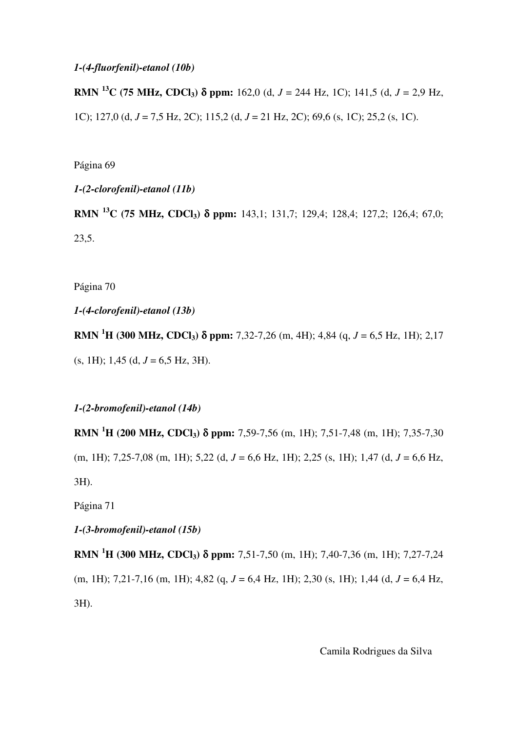*1-(4-fluorfenil)-etanol (10b)*

**RMN $^{13}C$ (75 MHz, $CDCl_3$) δ ppm:** 162,0 (d, *J* = 244 Hz, 1C); 141,5 (d, *J* = 2,9 Hz, 1C); 127,0 (d, *J* = 7,5 Hz, 2C); 115,2 (d, *J* = 21 Hz, 2C); 69,6 (s, 1C); 25,2 (s, 1C).

Página 69

*1-(2-clorofenil)-etanol (11b)*

**RMN $^{13}C$ (75 MHz, $CDCl_3$) δ ppm:** 143,1; 131,7; 129,4; 128,4; 127,2; 126,4; 67,0; 23,5.

Página 70

*1-(4-clorofenil)-etanol (13b)*

**RMN $^{1}H$ (300 MHz, $CDCl_3$) δ ppm:** 7,32-7,26 (m, 4H); 4,84 (q, *J* = 6,5 Hz, 1H); 2,17 (s, 1H); 1,45 (d, *J* = 6,5 Hz, 3H).

*1-(2-bromofenil)-etanol (14b)*

**RMN $^{1}H$ (200 MHz, $CDCl_3$) δ ppm:** 7,59-7,56 (m, 1H); 7,51-7,48 (m, 1H); 7,35-7,30 (m, 1H); 7,25-7,08 (m, 1H); 5,22 (d, *J* = 6,6 Hz, 1H); 2,25 (s, 1H); 1,47 (d, *J* = 6,6 Hz, 3H).

Página 71

*1-(3-bromofenil)-etanol (15b)*

**RMN $^{1}H$ (300 MHz, $CDCl_3$) δ ppm:** 7,51-7,50 (m, 1H); 7,40-7,36 (m, 1H); 7,27-7,24 (m, 1H); 7,21-7,16 (m, 1H); 4,82 (q, *J* = 6,4 Hz, 1H); 2,30 (s, 1H); 1,44 (d, *J* = 6,4 Hz, 3H).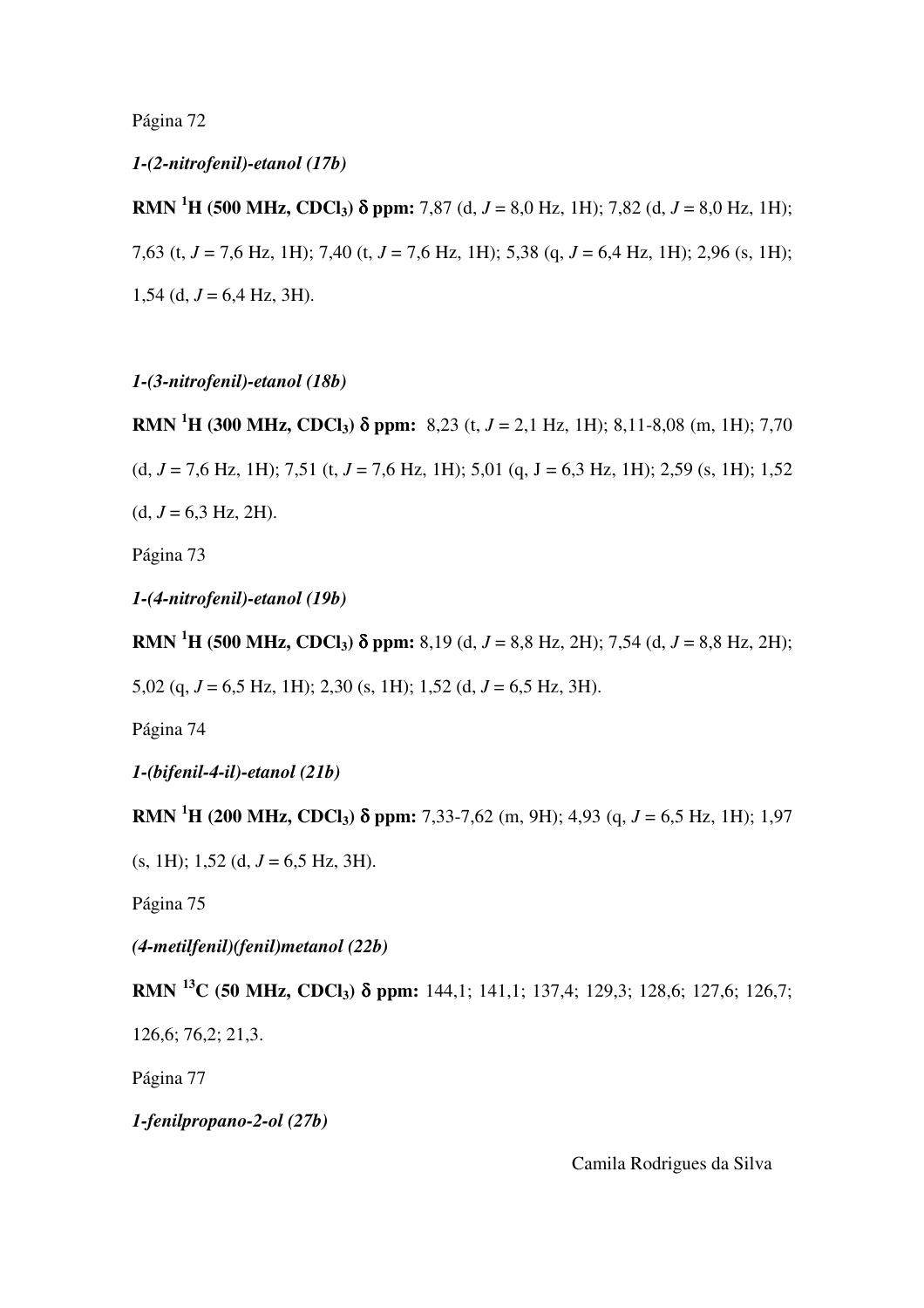Página 72

***1-(2-nitrofenil)-etanol (17b)***

**RMN $^{1}H$ (500 MHz, $CDCl_3$) δ ppm:** 7,87 (d, *J* = 8,0 Hz, 1H); 7,82 (d, *J* = 8,0 Hz, 1H); 7,63 (t, *J* = 7,6 Hz, 1H); 7,40 (t, *J* = 7,6 Hz, 1H); 5,38 (q, *J* = 6,4 Hz, 1H); 2,96 (s, 1H); 1,54 (d, *J* = 6,4 Hz, 3H).

***1-(3-nitrofenil)-etanol (18b)***

**RMN $^{1}H$ (300 MHz, $CDCl_3$) δ ppm:** 8,23 (t, *J* = 2,1 Hz, 1H); 8,11-8,08 (m, 1H); 7,70 (d, *J* = 7,6 Hz, 1H); 7,51 (t, *J* = 7,6 Hz, 1H); 5,01 (q, J = 6,3 Hz, 1H); 2,59 (s, 1H); 1,52 (d, *J* = 6,3 Hz, 2H).

Página 73

***1-(4-nitrofenil)-etanol (19b)***

**RMN $^{1}H$ (500 MHz, $CDCl_3$) δ ppm:** 8,19 (d, *J* = 8,8 Hz, 2H); 7,54 (d, *J* = 8,8 Hz, 2H); 5,02 (q, *J* = 6,5 Hz, 1H); 2,30 (s, 1H); 1,52 (d, *J* = 6,5 Hz, 3H).

Página 74

***1-(bifenil-4-il)-etanol (21b)***

**RMN $^{1}H$ (200 MHz, $CDCl_3$) δ ppm:** 7,33-7,62 (m, 9H); 4,93 (q, *J* = 6,5 Hz, 1H); 1,97 (s, 1H); 1,52 (d, *J* = 6,5 Hz, 3H).

Página 75

***(4-metilfenil)(fenil)metanol (22b)***

**RMN $^{13}C$ (50 MHz, $CDCl_3$) δ ppm:** 144,1; 141,1; 137,4; 129,3; 128,6; 127,6; 126,7; 126,6; 76,2; 21,3.

Página 77

***1-fenilpropano-2-ol (27b)***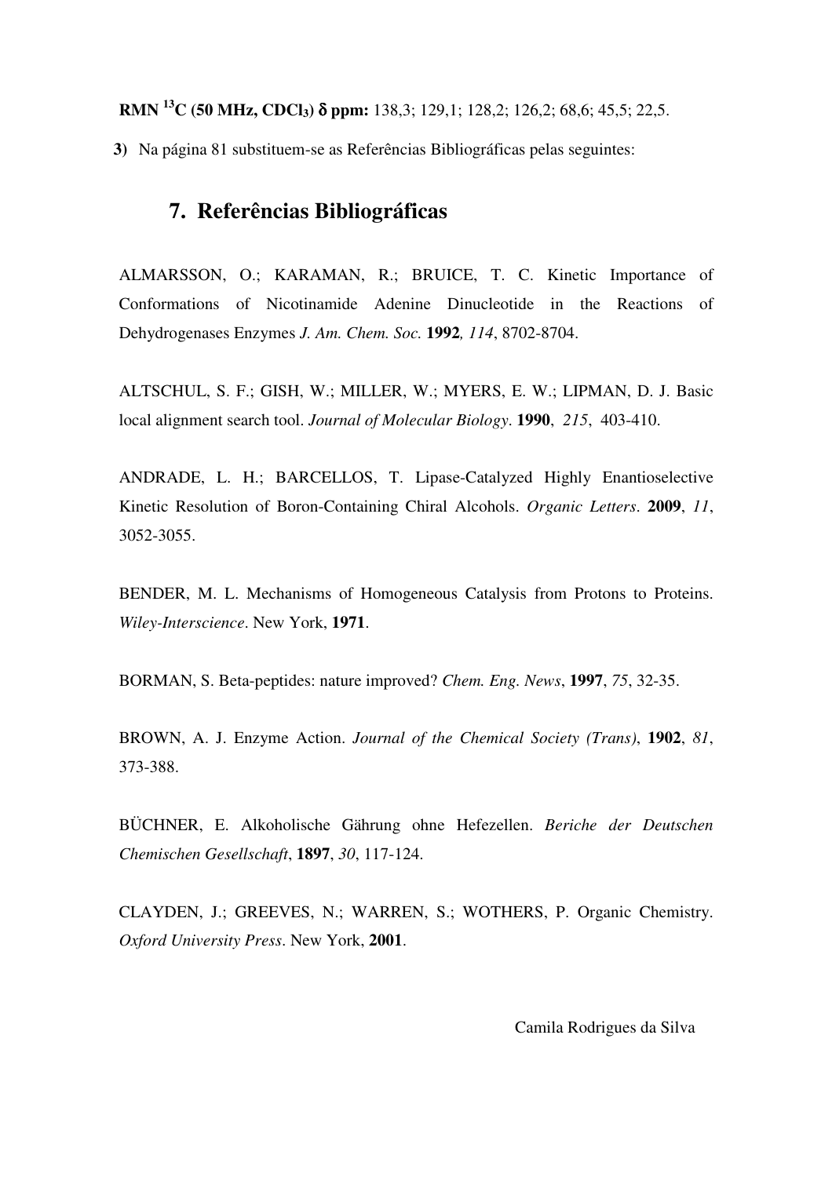**RMN $^{13}C$ (50 MHz, $CDCl_3$) δ ppm:** 138,3; 129,1; 128,2; 126,2; 68,6; 45,5; 22,5.

**3)** Na página 81 substituem-se as Referências Bibliográficas pelas seguintes:

## 7. Referências Bibliográficas

ALMARSSON, O.; KARAMAN, R.; BRUICE, T. C. Kinetic Importance of Conformations of Nicotinamide Adenine Dinucleotide in the Reactions of Dehydrogenases Enzymes *J. Am. Chem. Soc.* **1992***, 114*, 8702-8704.

ALTSCHUL, S. F.; GISH, W.; MILLER, W.; MYERS, E. W.; LIPMAN, D. J. Basic local alignment search tool. *Journal of Molecular Biology*. **1990**, *215*, 403-410.

ANDRADE, L. H.; BARCELLOS, T. Lipase-Catalyzed Highly Enantioselective Kinetic Resolution of Boron-Containing Chiral Alcohols. *Organic Letters*. **2009**, *11*, 3052-3055.

BENDER, M. L. Mechanisms of Homogeneous Catalysis from Protons to Proteins. *Wiley-Interscience*. New York, **1971**.

BORMAN, S. Beta-peptides: nature improved? *Chem. Eng. News*, **1997**, *75*, 32-35.

BROWN, A. J. Enzyme Action. *Journal of the Chemical Society (Trans)*, **1902**, *81*, 373-388.

BÜCHNER, E. Alkoholische Gährung ohne Hefezellen. *Beriche der Deutschen Chemischen Gesellschaft*, **1897**, *30*, 117-124.

CLAYDEN, J.; GREEVES, N.; WARREN, S.; WOTHERS, P. Organic Chemistry. *Oxford University Press*. New York, **2001**.

Camila Rodrigues da Silva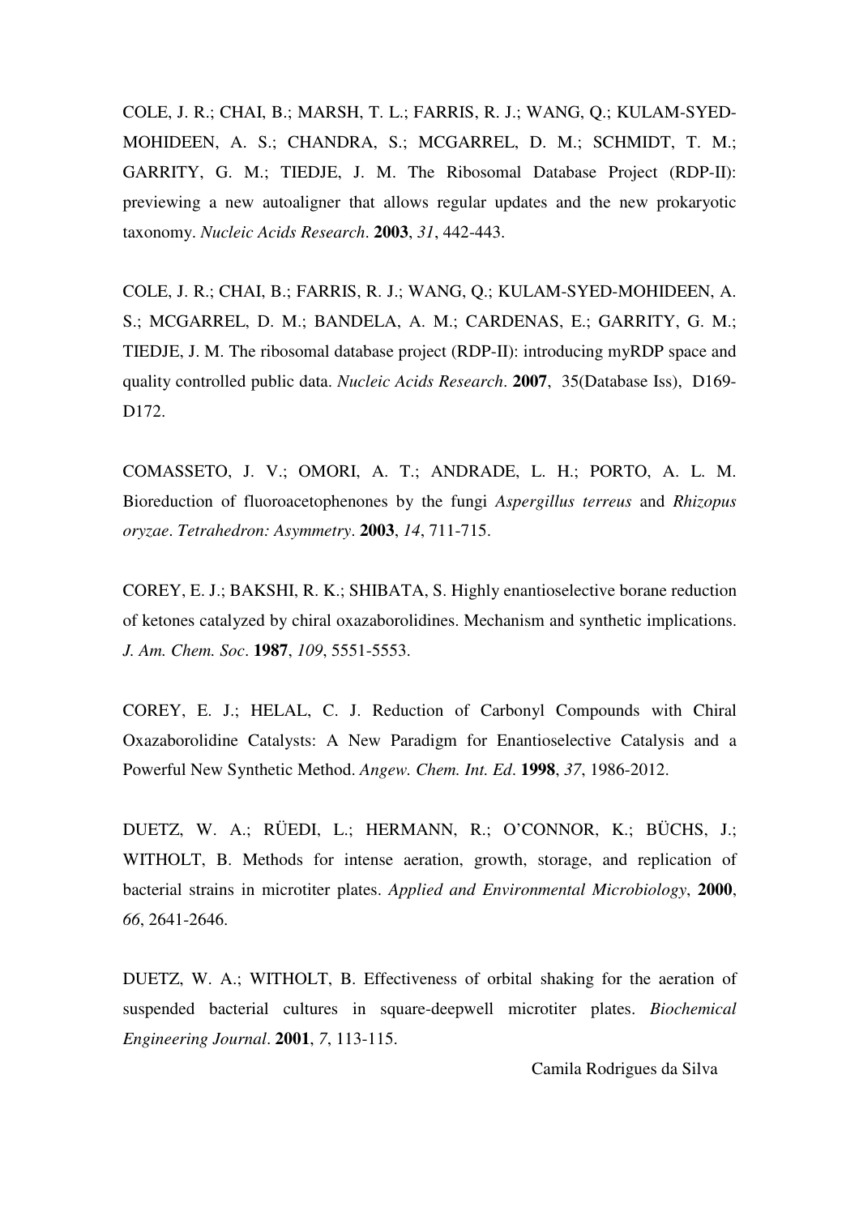COLE, J. R.; CHAI, B.; MARSH, T. L.; FARRIS, R. J.; WANG, Q.; KULAM-SYED-MOHIDEEN, A. S.; CHANDRA, S.; MCGARREL, D. M.; SCHMIDT, T. M.; GARRITY, G. M.; TIEDJE, J. M. The Ribosomal Database Project (RDP-II): previewing a new autoaligner that allows regular updates and the new prokaryotic taxonomy. *Nucleic Acids Research*. **2003**, *31*, 442-443.

COLE, J. R.; CHAI, B.; FARRIS, R. J.; WANG, Q.; KULAM-SYED-MOHIDEEN, A. S.; MCGARREL, D. M.; BANDELA, A. M.; CARDENAS, E.; GARRITY, G. M.; TIEDJE, J. M. The ribosomal database project (RDP-II): introducing myRDP space and quality controlled public data. *Nucleic Acids Research*. **2007**, 35(Database Iss), D169-D172.

COMASSETO, J. V.; OMORI, A. T.; ANDRADE, L. H.; PORTO, A. L. M. Bioreduction of fluoroacetophenones by the fungi *Aspergillus terreus* and *Rhizopus oryzae*. *Tetrahedron: Asymmetry*. **2003**, *14*, 711-715.

COREY, E. J.; BAKSHI, R. K.; SHIBATA, S. Highly enantioselective borane reduction of ketones catalyzed by chiral oxazaborolidines. Mechanism and synthetic implications. *J. Am. Chem. Soc*. **1987**, *109*, 5551-5553.

COREY, E. J.; HELAL, C. J. Reduction of Carbonyl Compounds with Chiral Oxazaborolidine Catalysts: A New Paradigm for Enantioselective Catalysis and a Powerful New Synthetic Method. *Angew. Chem. Int. Ed*. **1998**, *37*, 1986-2012.

DUETZ, W. A.; RÜEDI, L.; HERMANN, R.; O'CONNOR, K.; BÜCHS, J.; WITHOLT, B. Methods for intense aeration, growth, storage, and replication of bacterial strains in microtiter plates. *Applied and Environmental Microbiology*, **2000**, *66*, 2641-2646.

DUETZ, W. A.; WITHOLT, B. Effectiveness of orbital shaking for the aeration of suspended bacterial cultures in square-deepwell microtiter plates. *Biochemical Engineering Journal*. **2001**, *7*, 113-115.

Camila Rodrigues da Silva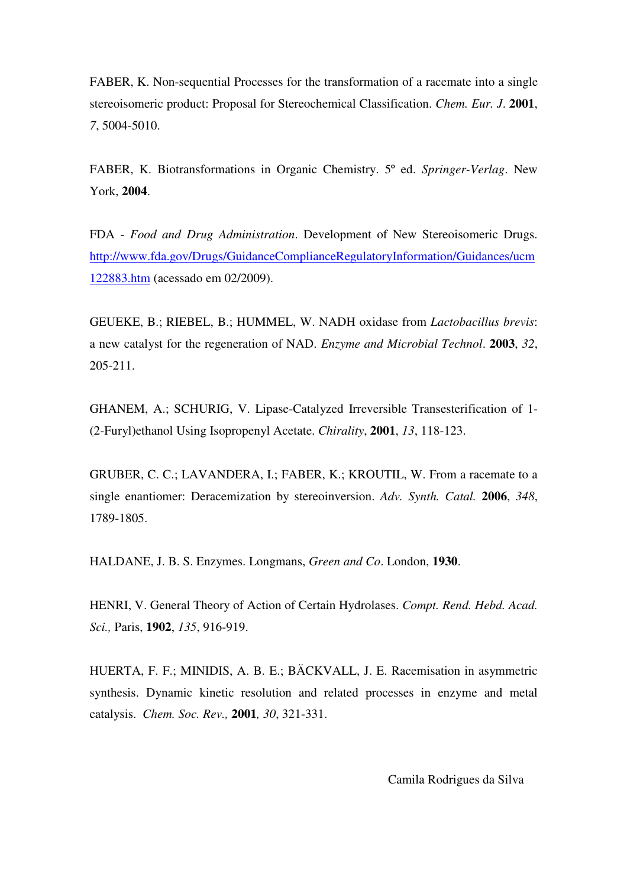FABER, K. Non-sequential Processes for the transformation of a racemate into a single stereoisomeric product: Proposal for Stereochemical Classification. *Chem. Eur. J*. **2001**, *7*, 5004-5010.

FABER, K. Biotransformations in Organic Chemistry. 5º ed. *Springer-Verlag*. New York, **2004**.

FDA - *Food and Drug Administration*. Development of New Stereoisomeric Drugs. http://www.fda.gov/Drugs/GuidanceComplianceRegulatoryInformation/Guidances/ucm122883.htm (acessado em 02/2009).

GEUEKE, B.; RIEBEL, B.; HUMMEL, W. NADH oxidase from *Lactobacillus brevis*: a new catalyst for the regeneration of NAD. *Enzyme and Microbial Technol*. **2003**, *32*, 205-211.

GHANEM, A.; SCHURIG, V. Lipase-Catalyzed Irreversible Transesterification of 1-(2-Furyl)ethanol Using Isopropenyl Acetate. *Chirality*, **2001**, *13*, 118-123.

GRUBER, C. C.; LAVANDERA, I.; FABER, K.; KROUTIL, W. From a racemate to a single enantiomer: Deracemization by stereoinversion. *Adv. Synth. Catal.* **2006**, *348*, 1789-1805.

HALDANE, J. B. S. Enzymes. Longmans, *Green and Co*. London, **1930**.

HENRI, V. General Theory of Action of Certain Hydrolases. *Compt. Rend. Hebd. Acad. Sci.,* Paris, **1902**, *135*, 916-919.

HUERTA, F. F.; MINIDIS, A. B. E.; BÄCKVALL, J. E. Racemisation in asymmetric synthesis. Dynamic kinetic resolution and related processes in enzyme and metal catalysis. *Chem. Soc. Rev.,* **2001***, 30*, 321-331.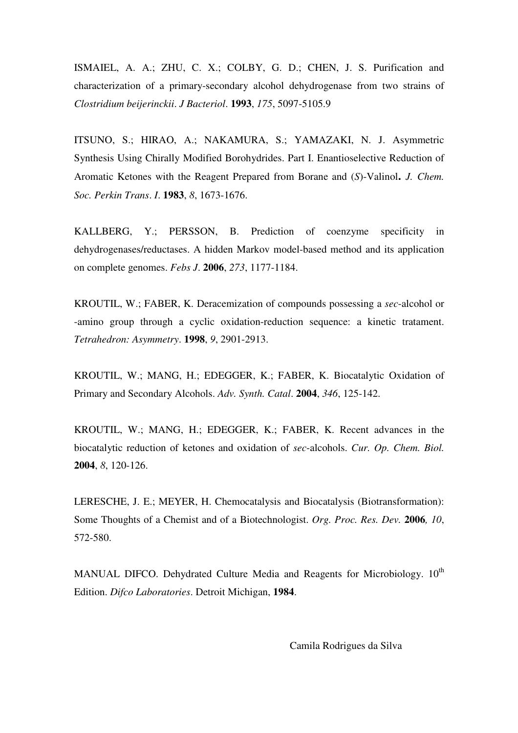ISMAIEL, A. A.; ZHU, C. X.; COLBY, G. D.; CHEN, J. S. Purification and characterization of a primary-secondary alcohol dehydrogenase from two strains of *Clostridium beijerinckii*. *J Bacteriol*. **1993**, *175*, 5097-5105.9

ITSUNO, S.; HIRAO, A.; NAKAMURA, S.; YAMAZAKI, N. J. Asymmetric Synthesis Using Chirally Modified Borohydrides. Part I. Enantioselective Reduction of Aromatic Ketones with the Reagent Prepared from Borane and (*S*)-Valinol**.** *J. Chem. Soc. Perkin Trans*. *I*. **1983**, *8*, 1673-1676.

KALLBERG, Y.; PERSSON, B. Prediction of coenzyme specificity in dehydrogenases/reductases. A hidden Markov model-based method and its application on complete genomes. *Febs J*. **2006**, *273*, 1177-1184.

KROUTIL, W.; FABER, K. Deracemization of compounds possessing a *sec*-alcohol or -amino group through a cyclic oxidation-reduction sequence: a kinetic tratament. *Tetrahedron: Asymmetry*. **1998**, *9*, 2901-2913.

KROUTIL, W.; MANG, H.; EDEGGER, K.; FABER, K. Biocatalytic Oxidation of Primary and Secondary Alcohols. *Adv. Synth. Catal*. **2004**, *346*, 125-142.

KROUTIL, W.; MANG, H.; EDEGGER, K.; FABER, K. Recent advances in the biocatalytic reduction of ketones and oxidation of *sec*-alcohols. *Cur. Op. Chem. Biol.* **2004**, *8*, 120-126.

LERESCHE, J. E.; MEYER, H. Chemocatalysis and Biocatalysis (Biotransformation): Some Thoughts of a Chemist and of a Biotechnologist. *Org. Proc. Res. Dev.* **2006***, 10*, 572-580.

MANUAL DIFCO. Dehydrated Culture Media and Reagents for Microbiology. 10th Edition. *Difco Laboratories*. Detroit Michigan, **1984**.

Camila Rodrigues da Silva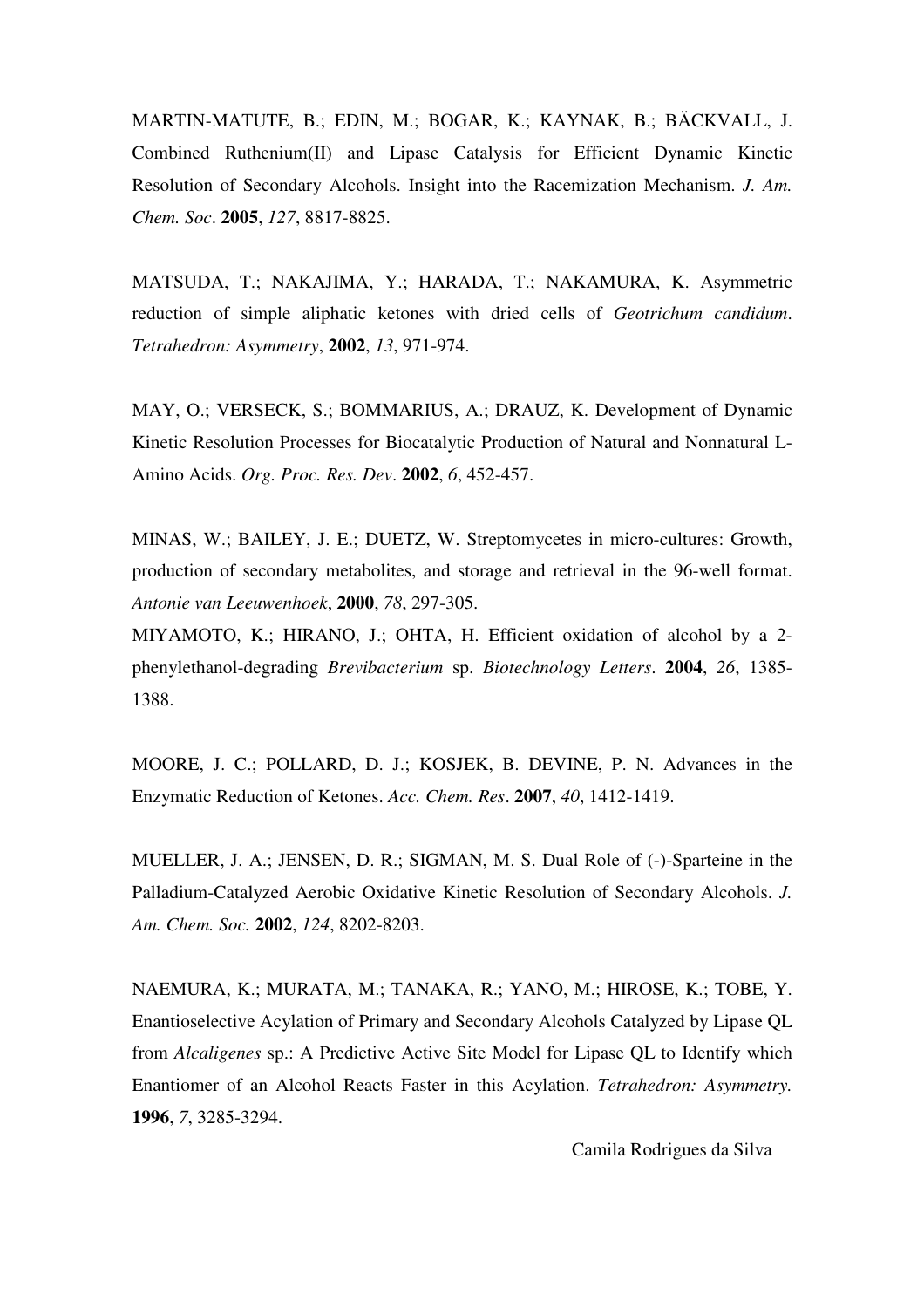MARTIN-MATUTE, B.; EDIN, M.; BOGAR, K.; KAYNAK, B.; BÄCKVALL, J. Combined Ruthenium(II) and Lipase Catalysis for Efficient Dynamic Kinetic Resolution of Secondary Alcohols. Insight into the Racemization Mechanism. *J. Am. Chem. Soc*. **2005**, *127*, 8817-8825.

MATSUDA, T.; NAKAJIMA, Y.; HARADA, T.; NAKAMURA, K. Asymmetric reduction of simple aliphatic ketones with dried cells of *Geotrichum candidum*. *Tetrahedron: Asymmetry*, **2002**, *13*, 971-974.

MAY, O.; VERSECK, S.; BOMMARIUS, A.; DRAUZ, K. Development of Dynamic Kinetic Resolution Processes for Biocatalytic Production of Natural and Nonnatural L-Amino Acids. *Org. Proc. Res. Dev*. **2002**, *6*, 452-457.

MINAS, W.; BAILEY, J. E.; DUETZ, W. Streptomycetes in micro-cultures: Growth, production of secondary metabolites, and storage and retrieval in the 96-well format. *Antonie van Leeuwenhoek*, **2000**, *78*, 297-305.

MIYAMOTO, K.; HIRANO, J.; OHTA, H. Efficient oxidation of alcohol by a 2-phenylethanol-degrading *Brevibacterium* sp. *Biotechnology Letters*. **2004**, *26*, 1385-1388.

MOORE, J. C.; POLLARD, D. J.; KOSJEK, B. DEVINE, P. N. Advances in the Enzymatic Reduction of Ketones. *Acc. Chem. Res*. **2007**, *40*, 1412-1419.

MUELLER, J. A.; JENSEN, D. R.; SIGMAN, M. S. Dual Role of (-)-Sparteine in the Palladium-Catalyzed Aerobic Oxidative Kinetic Resolution of Secondary Alcohols. *J. Am. Chem. Soc.* **2002**, *124*, 8202-8203.

NAEMURA, K.; MURATA, M.; TANAKA, R.; YANO, M.; HIROSE, K.; TOBE, Y. Enantioselective Acylation of Primary and Secondary Alcohols Catalyzed by Lipase QL from *Alcaligenes* sp.: A Predictive Active Site Model for Lipase QL to Identify which Enantiomer of an Alcohol Reacts Faster in this Acylation. *Tetrahedron: Asymmetry.* **1996**, *7*, 3285-3294.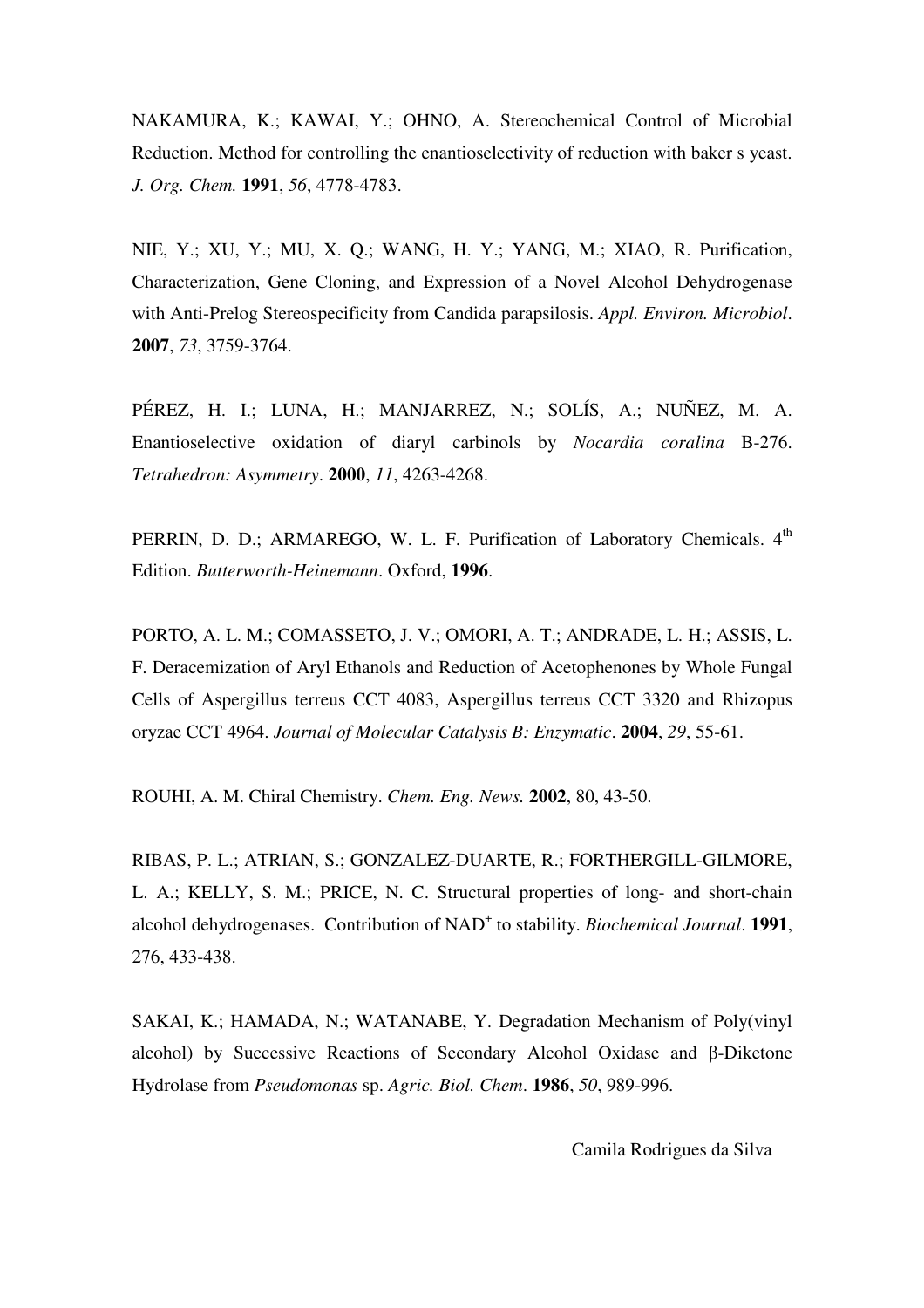NAKAMURA, K.; KAWAI, Y.; OHNO, A. Stereochemical Control of Microbial Reduction. Method for controlling the enantioselectivity of reduction with baker s yeast. *J. Org. Chem.* **1991**, *56*, 4778-4783.

NIE, Y.; XU, Y.; MU, X. Q.; WANG, H. Y.; YANG, M.; XIAO, R. Purification, Characterization, Gene Cloning, and Expression of a Novel Alcohol Dehydrogenase with Anti-Prelog Stereospecificity from Candida parapsilosis. *Appl. Environ. Microbiol*. **2007**, *73*, 3759-3764.

PÉREZ, H. I.; LUNA, H.; MANJARREZ, N.; SOLÍS, A.; NUÑEZ, M. A. Enantioselective oxidation of diaryl carbinols by *Nocardia coralina* B-276. *Tetrahedron: Asymmetry*. **2000**, *11*, 4263-4268.

PERRIN, D. D.; ARMAREGO, W. L. F. Purification of Laboratory Chemicals. 4$^{th}$ Edition. *Butterworth-Heinemann*. Oxford, **1996**.

PORTO, A. L. M.; COMASSETO, J. V.; OMORI, A. T.; ANDRADE, L. H.; ASSIS, L. F. Deracemization of Aryl Ethanols and Reduction of Acetophenones by Whole Fungal Cells of Aspergillus terreus CCT 4083, Aspergillus terreus CCT 3320 and Rhizopus oryzae CCT 4964. *Journal of Molecular Catalysis B: Enzymatic*. **2004**, *29*, 55-61.

ROUHI, A. M. Chiral Chemistry. *Chem. Eng. News.* **2002**, 80, 43-50.

RIBAS, P. L.; ATRIAN, S.; GONZALEZ-DUARTE, R.; FORTHERGILL-GILMORE, L. A.; KELLY, S. M.; PRICE, N. C. Structural properties of long- and short-chain alcohol dehydrogenases. Contribution of $NAD^+$ to stability. *Biochemical Journal*. **1991**, 276, 433-438.

SAKAI, K.; HAMADA, N.; WATANABE, Y. Degradation Mechanism of Poly(vinyl alcohol) by Successive Reactions of Secondary Alcohol Oxidase and β-Diketone Hydrolase from *Pseudomonas* sp. *Agric. Biol. Chem*. **1986**, *50*, 989-996.

Camila Rodrigues da Silva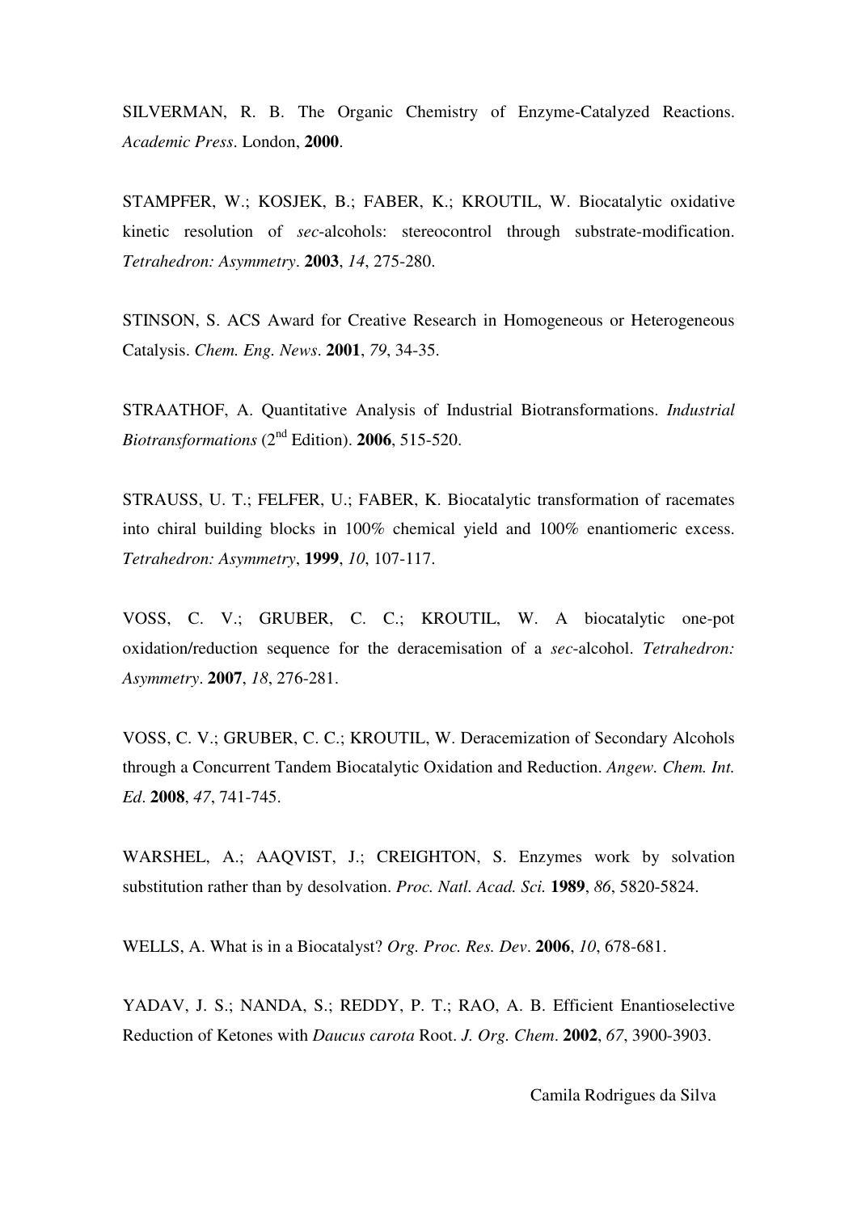SILVERMAN, R. B. The Organic Chemistry of Enzyme-Catalyzed Reactions. *Academic Press*. London, **2000**.

STAMPFER, W.; KOSJEK, B.; FABER, K.; KROUTIL, W. Biocatalytic oxidative kinetic resolution of *sec*-alcohols: stereocontrol through substrate-modification. *Tetrahedron: Asymmetry*. **2003**, *14*, 275-280.

STINSON, S. ACS Award for Creative Research in Homogeneous or Heterogeneous Catalysis. *Chem. Eng. News*. **2001**, *79*, 34-35.

STRAATHOF, A. Quantitative Analysis of Industrial Biotransformations. *Industrial Biotransformations* (2nd Edition). **2006**, 515-520.

STRAUSS, U. T.; FELFER, U.; FABER, K. Biocatalytic transformation of racemates into chiral building blocks in 100% chemical yield and 100% enantiomeric excess. *Tetrahedron: Asymmetry*, **1999**, *10*, 107-117.

VOSS, C. V.; GRUBER, C. C.; KROUTIL, W. A biocatalytic one-pot oxidation/reduction sequence for the deracemisation of a *sec*-alcohol. *Tetrahedron: Asymmetry*. **2007**, *18*, 276-281.

VOSS, C. V.; GRUBER, C. C.; KROUTIL, W. Deracemization of Secondary Alcohols through a Concurrent Tandem Biocatalytic Oxidation and Reduction. *Angew. Chem. Int. Ed*. **2008**, *47*, 741-745.

WARSHEL, A.; AAQVIST, J.; CREIGHTON, S. Enzymes work by solvation substitution rather than by desolvation. *Proc. Natl. Acad. Sci.* **1989**, *86*, 5820-5824.

WELLS, A. What is in a Biocatalyst? *Org. Proc. Res. Dev*. **2006**, *10*, 678-681.

YADAV, J. S.; NANDA, S.; REDDY, P. T.; RAO, A. B. Efficient Enantioselective Reduction of Ketones with *Daucus carota* Root. *J. Org. Chem*. **2002**, *67*, 3900-3903.

Camila Rodrigues da Silva